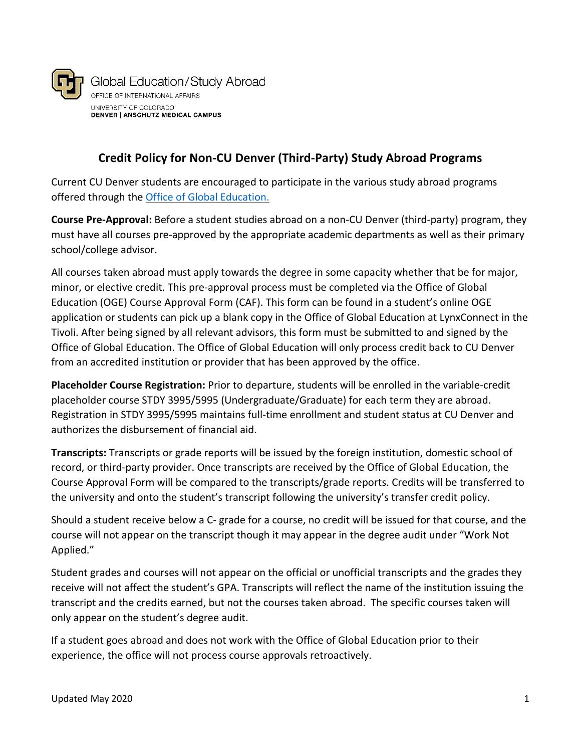Global Education/Study Abroad
OFFICE OF INTERNATIONAL AFFAIRS
UNIVERSITY OF COLORADO
**DENVER | ANSCHUTZ MEDICAL CAMPUS**

## Credit Policy for Non-CU Denver (Third-Party) Study Abroad Programs

Current CU Denver students are encouraged to participate in the various study abroad programs offered through the Office of Global Education.

**Course Pre-Approval:** Before a student studies abroad on a non-CU Denver (third-party) program, they must have all courses pre-approved by the appropriate academic departments as well as their primary school/college advisor.

All courses taken abroad must apply towards the degree in some capacity whether that be for major, minor, or elective credit. This pre-approval process must be completed via the Office of Global Education (OGE) Course Approval Form (CAF). This form can be found in a student's online OGE application or students can pick up a blank copy in the Office of Global Education at LynxConnect in the Tivoli. After being signed by all relevant advisors, this form must be submitted to and signed by the Office of Global Education. The Office of Global Education will only process credit back to CU Denver from an accredited institution or provider that has been approved by the office.

**Placeholder Course Registration:** Prior to departure, students will be enrolled in the variable-credit placeholder course STDY 3995/5995 (Undergraduate/Graduate) for each term they are abroad. Registration in STDY 3995/5995 maintains full-time enrollment and student status at CU Denver and authorizes the disbursement of financial aid.

**Transcripts:** Transcripts or grade reports will be issued by the foreign institution, domestic school of record, or third-party provider. Once transcripts are received by the Office of Global Education, the Course Approval Form will be compared to the transcripts/grade reports. Credits will be transferred to the university and onto the student's transcript following the university's transfer credit policy.

Should a student receive below a C- grade for a course, no credit will be issued for that course, and the course will not appear on the transcript though it may appear in the degree audit under "Work Not Applied."

Student grades and courses will not appear on the official or unofficial transcripts and the grades they receive will not affect the student's GPA. Transcripts will reflect the name of the institution issuing the transcript and the credits earned, but not the courses taken abroad. The specific courses taken will only appear on the student's degree audit.

If a student goes abroad and does not work with the Office of Global Education prior to their experience, the office will not process course approvals retroactively.

Updated May 2020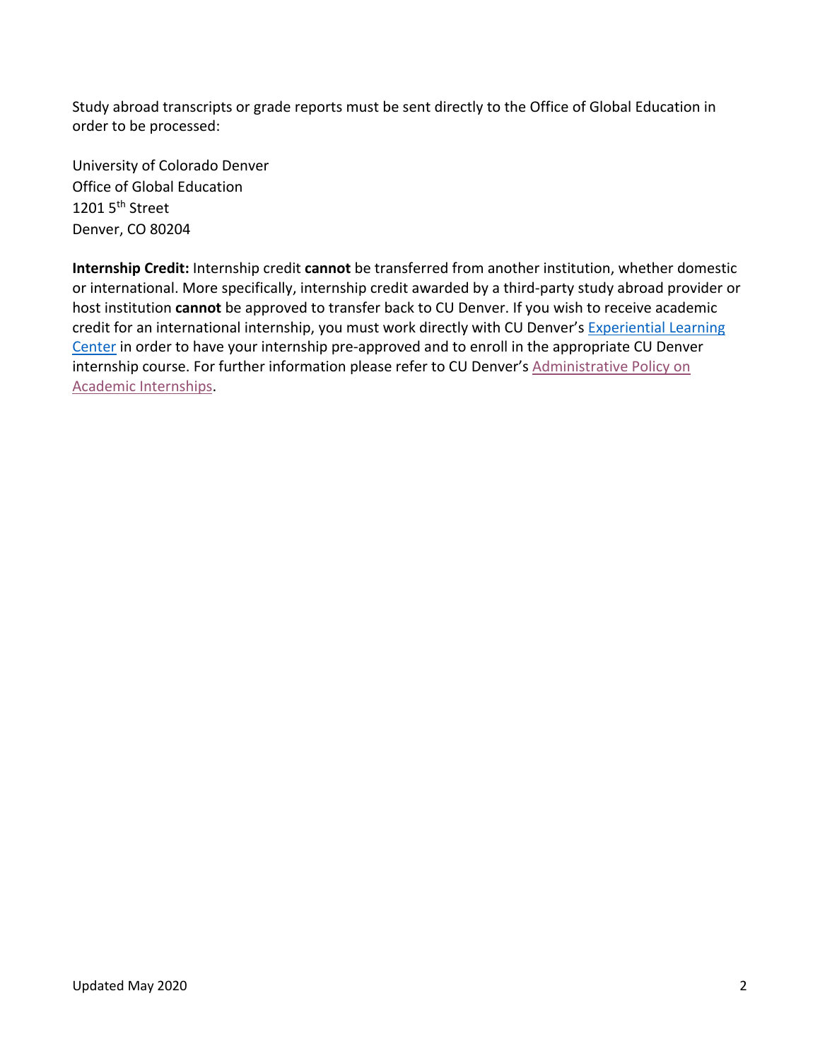Study abroad transcripts or grade reports must be sent directly to the Office of Global Education in order to be processed:

University of Colorado Denver
Office of Global Education
1201 5th Street
Denver, CO 80204

**Internship Credit:** Internship credit **cannot** be transferred from another institution, whether domestic or international. More specifically, internship credit awarded by a third-party study abroad provider or host institution **cannot** be approved to transfer back to CU Denver. If you wish to receive academic credit for an international internship, you must work directly with CU Denver's Experiential Learning Center in order to have your internship pre-approved and to enroll in the appropriate CU Denver internship course. For further information please refer to CU Denver's Administrative Policy on Academic Internships.

Updated May 2020